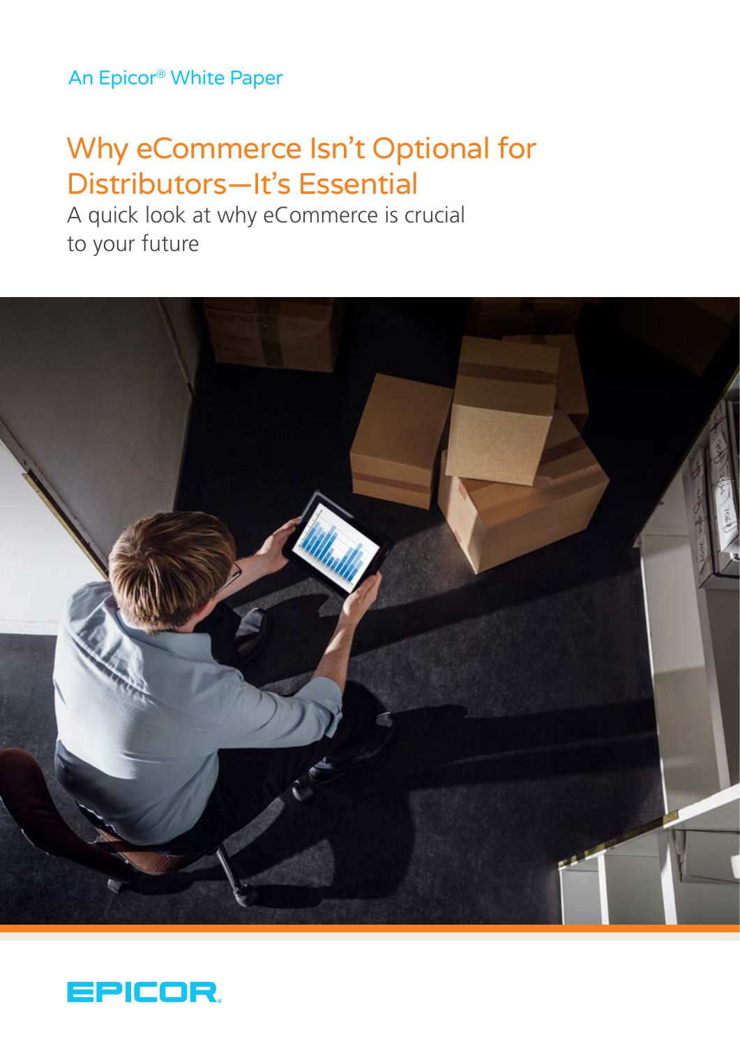An Epicor® White Paper

# Why eCommerce Isn't Optional for Distributors—It's Essential

## A quick look at why eCommerce is crucial to your future

EPICOR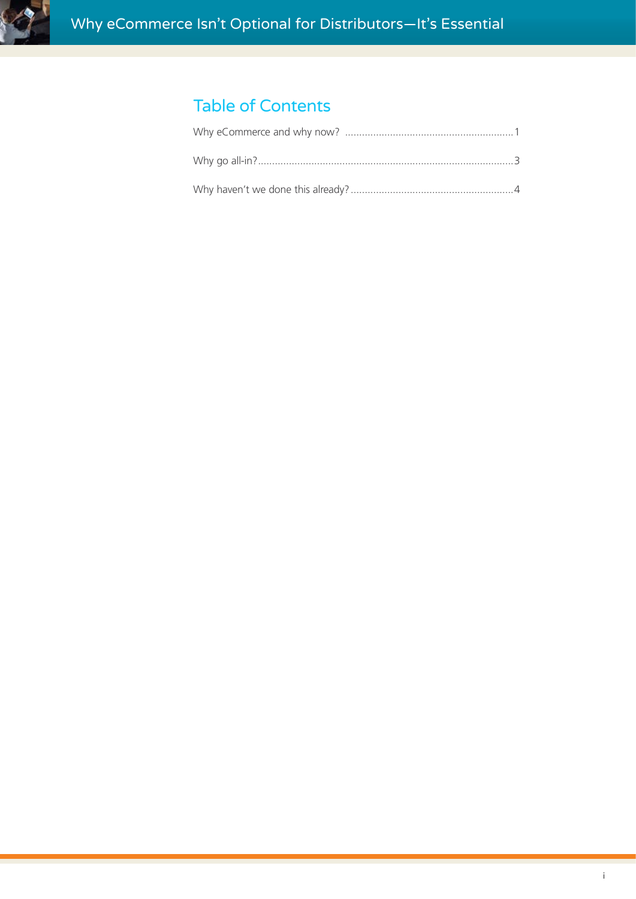# Table of Contents

Why eCommerce and why now? ............................................................1

Why go all-in?..........................................................................................3

Why haven't we done this already?..........................................................4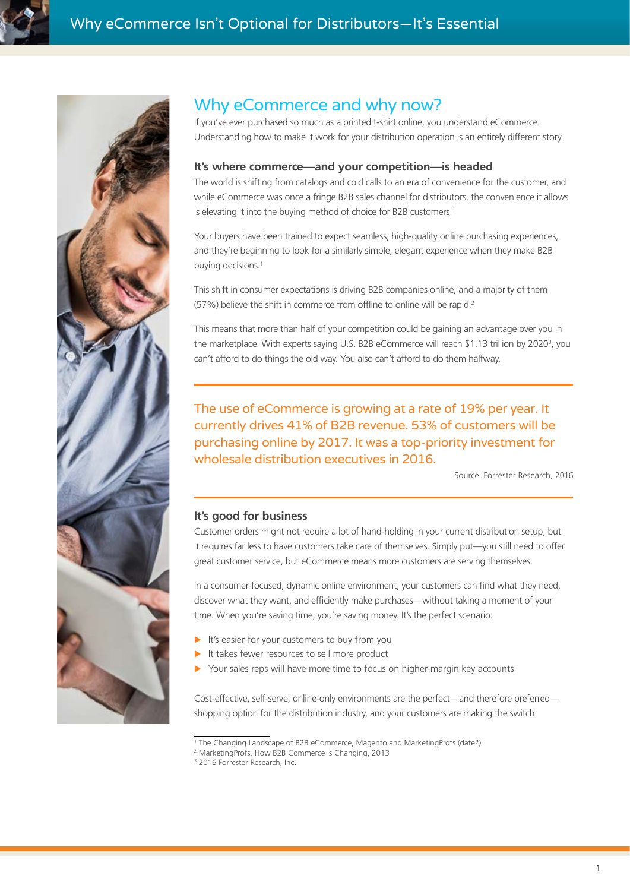## Why eCommerce and why now?

If you've ever purchased so much as a printed t-shirt online, you understand eCommerce. Understanding how to make it work for your distribution operation is an entirely different story.

### It's where commerce—and your competition—is headed

The world is shifting from catalogs and cold calls to an era of convenience for the customer, and while eCommerce was once a fringe B2B sales channel for distributors, the convenience it allows is elevating it into the buying method of choice for B2B customers.[1]

Your buyers have been trained to expect seamless, high-quality online purchasing experiences, and they're beginning to look for a similarly simple, elegant experience when they make B2B buying decisions.[1]

This shift in consumer expectations is driving B2B companies online, and a majority of them (57%) believe the shift in commerce from offline to online will be rapid.[2]

This means that more than half of your competition could be gaining an advantage over you in the marketplace. With experts saying U.S. B2B eCommerce will reach $1.13 trillion by 2020[3], you can't afford to do things the old way. You also can't afford to do them halfway.

---

The use of eCommerce is growing at a rate of 19% per year. It currently drives 41% of B2B revenue. 53% of customers will be purchasing online by 2017. It was a top-priority investment for wholesale distribution executives in 2016.

Source: Forrester Research, 2016

---

### It's good for business

Customer orders might not require a lot of hand-holding in your current distribution setup, but it requires far less to have customers take care of themselves. Simply put—you still need to offer great customer service, but eCommerce means more customers are serving themselves.

In a consumer-focused, dynamic online environment, your customers can find what they need, discover what they want, and efficiently make purchases—without taking a moment of your time. When you're saving time, you're saving money. It's the perfect scenario:

- It's easier for your customers to buy from you
- It takes fewer resources to sell more product
- Your sales reps will have more time to focus on higher-margin key accounts

Cost-effective, self-serve, online-only environments are the perfect—and therefore preferred—shopping option for the distribution industry, and your customers are making the switch.

---

[1] The Changing Landscape of B2B eCommerce, Magento and MarketingProfs (date?)
[2] MarketingProfs, How B2B Commerce is Changing, 2013
[3] 2016 Forrester Research, Inc.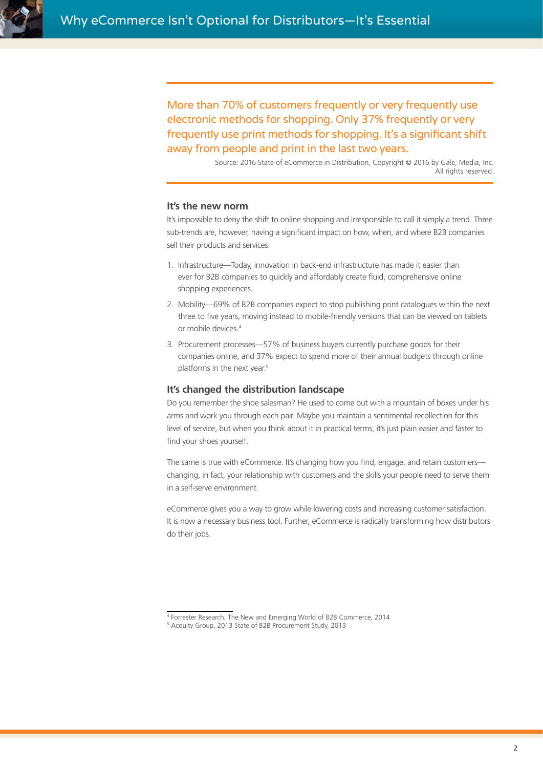> More than 70% of customers frequently or very frequently use electronic methods for shopping. Only 37% frequently or very frequently use print methods for shopping. It's a significant shift away from people and print in the last two years.
>
> Source: 2016 State of eCommerce in Distribution, Copyright © 2016 by Gale, Media, Inc. All rights reserved.

## It's the new norm

It's impossible to deny the shift to online shopping and irresponsible to call it simply a trend. Three sub-trends are, however, having a significant impact on how, when, and where B2B companies sell their products and services.

1. Infrastructure—Today, innovation in back-end infrastructure has made it easier than ever for B2B companies to quickly and affordably create fluid, comprehensive online shopping experiences.
2. Mobility—69% of B2B companies expect to stop publishing print catalogues within the next three to five years, moving instead to mobile-friendly versions that can be viewed on tablets or mobile devices.[4]
3. Procurement processes—57% of business buyers currently purchase goods for their companies online, and 37% expect to spend more of their annual budgets through online platforms in the next year.[5]

## It's changed the distribution landscape

Do you remember the shoe salesman? He used to come out with a mountain of boxes under his arms and work you through each pair. Maybe you maintain a sentimental recollection for this level of service, but when you think about it in practical terms, it's just plain easier and faster to find your shoes yourself.

The same is true with eCommerce. It's changing how you find, engage, and retain customers—changing, in fact, your relationship with customers and the skills your people need to serve them in a self-serve environment.

eCommerce gives you a way to grow while lowering costs and increasing customer satisfaction. It is now a necessary business tool. Further, eCommerce is radically transforming how distributors do their jobs.

---

[4] Forrester Research, The New and Emerging World of B2B Commerce, 2014

[5] Acquity Group, 2013 State of B2B Procurement Study, 2013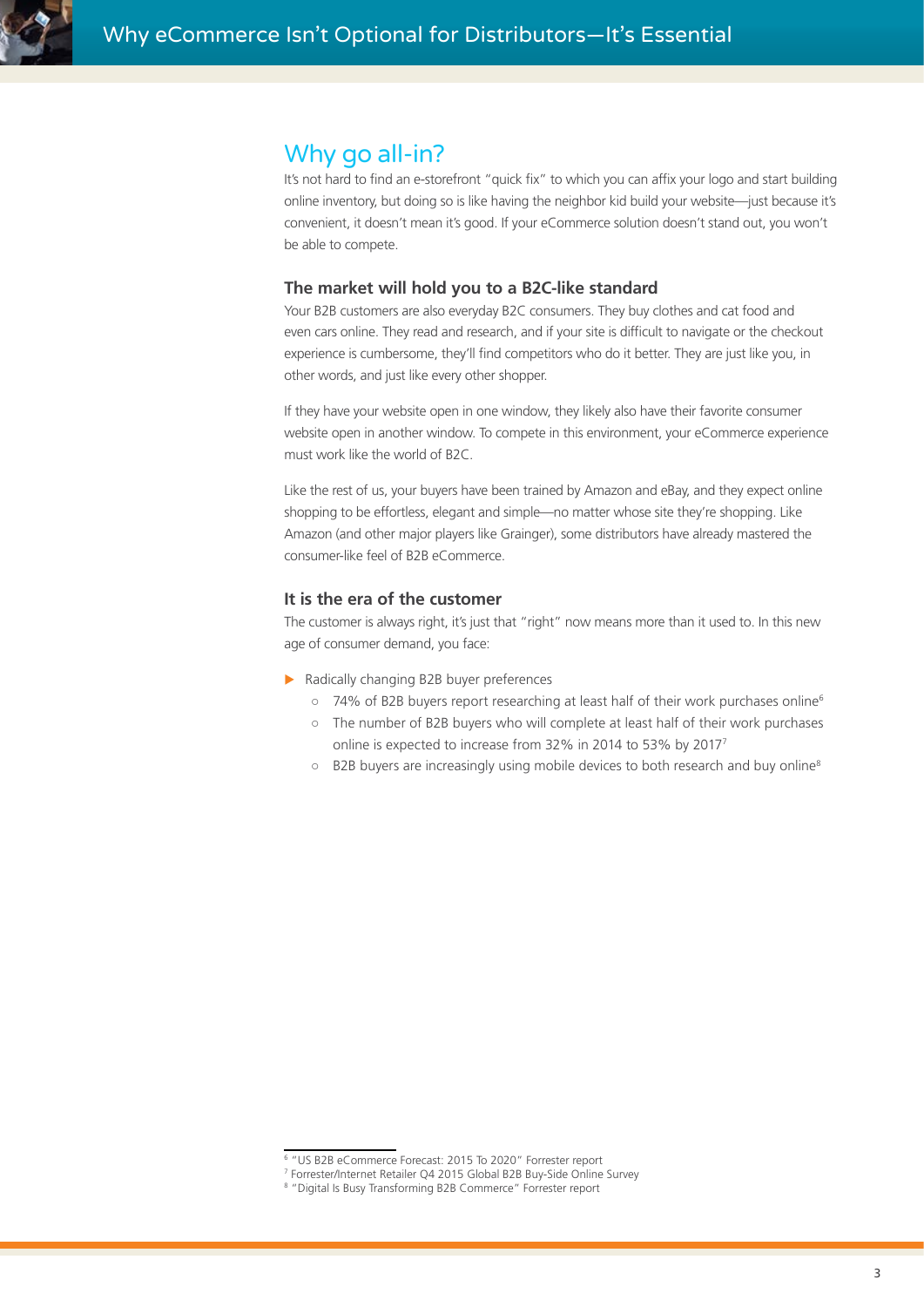## Why go all-in?

It's not hard to find an e-storefront "quick fix" to which you can affix your logo and start building online inventory, but doing so is like having the neighbor kid build your website—just because it's convenient, it doesn't mean it's good. If your eCommerce solution doesn't stand out, you won't be able to compete.

### The market will hold you to a B2C-like standard

Your B2B customers are also everyday B2C consumers. They buy clothes and cat food and even cars online. They read and research, and if your site is difficult to navigate or the checkout experience is cumbersome, they'll find competitors who do it better. They are just like you, in other words, and just like every other shopper.

If they have your website open in one window, they likely also have their favorite consumer website open in another window. To compete in this environment, your eCommerce experience must work like the world of B2C.

Like the rest of us, your buyers have been trained by Amazon and eBay, and they expect online shopping to be effortless, elegant and simple—no matter whose site they're shopping. Like Amazon (and other major players like Grainger), some distributors have already mastered the consumer-like feel of B2B eCommerce.

### It is the era of the customer

The customer is always right, it's just that "right" now means more than it used to. In this new age of consumer demand, you face:

- Radically changing B2B buyer preferences
  - 74% of B2B buyers report researching at least half of their work purchases online[6]
  - The number of B2B buyers who will complete at least half of their work purchases online is expected to increase from 32% in 2014 to 53% by 2017[7]
  - B2B buyers are increasingly using mobile devices to both research and buy online[8]

---

[6] "US B2B eCommerce Forecast: 2015 To 2020" Forrester report
[7] Forrester/Internet Retailer Q4 2015 Global B2B Buy-Side Online Survey
[8] "Digital Is Busy Transforming B2B Commerce" Forrester report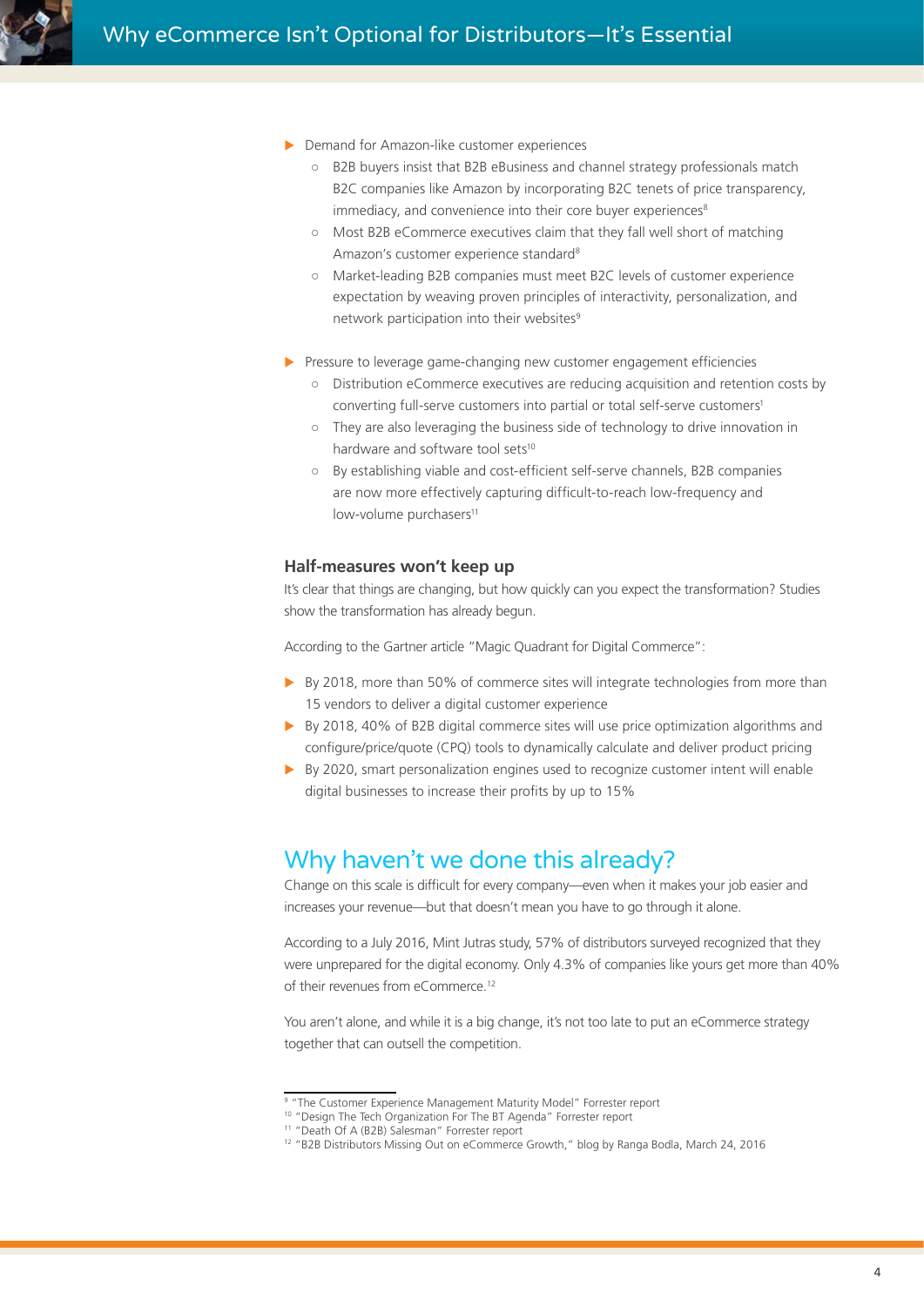- Demand for Amazon-like customer experiences
  - B2B buyers insist that B2B eBusiness and channel strategy professionals match B2C companies like Amazon by incorporating B2C tenets of price transparency, immediacy, and convenience into their core buyer experiences[8]
  - Most B2B eCommerce executives claim that they fall well short of matching Amazon's customer experience standard[8]
  - Market-leading B2B companies must meet B2C levels of customer experience expectation by weaving proven principles of interactivity, personalization, and network participation into their websites[9]
- Pressure to leverage game-changing new customer engagement efficiencies
  - Distribution eCommerce executives are reducing acquisition and retention costs by converting full-serve customers into partial or total self-serve customers[1]
  - They are also leveraging the business side of technology to drive innovation in hardware and software tool sets[10]
  - By establishing viable and cost-efficient self-serve channels, B2B companies are now more effectively capturing difficult-to-reach low-frequency and low-volume purchasers[11]

### Half-measures won't keep up

It's clear that things are changing, but how quickly can you expect the transformation? Studies show the transformation has already begun.

According to the Gartner article "Magic Quadrant for Digital Commerce":

- By 2018, more than 50% of commerce sites will integrate technologies from more than 15 vendors to deliver a digital customer experience
- By 2018, 40% of B2B digital commerce sites will use price optimization algorithms and configure/price/quote (CPQ) tools to dynamically calculate and deliver product pricing
- By 2020, smart personalization engines used to recognize customer intent will enable digital businesses to increase their profits by up to 15%

## Why haven't we done this already?

Change on this scale is difficult for every company—even when it makes your job easier and increases your revenue—but that doesn't mean you have to go through it alone.

According to a July 2016, Mint Jutras study, 57% of distributors surveyed recognized that they were unprepared for the digital economy. Only 4.3% of companies like yours get more than 40% of their revenues from eCommerce.[12]

You aren't alone, and while it is a big change, it's not too late to put an eCommerce strategy together that can outsell the competition.

---

[9] "The Customer Experience Management Maturity Model" Forrester report
[10] "Design The Tech Organization For The BT Agenda" Forrester report
[11] "Death Of A (B2B) Salesman" Forrester report
[12] "B2B Distributors Missing Out on eCommerce Growth," blog by Ranga Bodla, March 24, 2016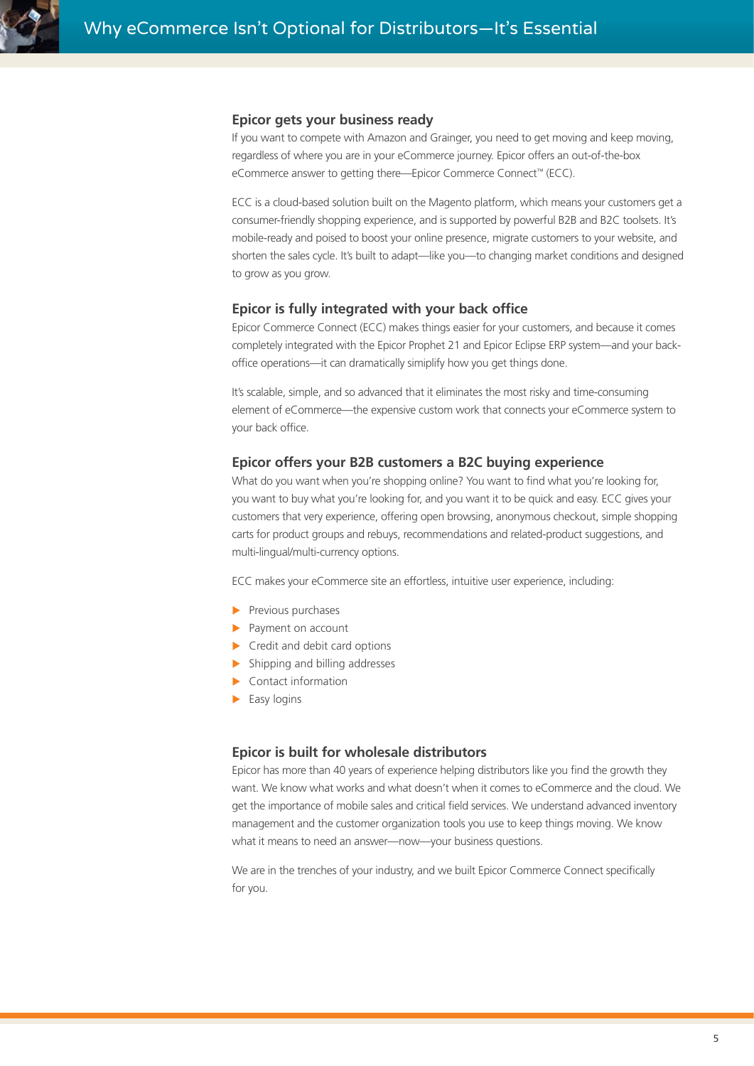## Epicor gets your business ready

If you want to compete with Amazon and Grainger, you need to get moving and keep moving, regardless of where you are in your eCommerce journey. Epicor offers an out-of-the-box eCommerce answer to getting there—Epicor Commerce Connect™ (ECC).

ECC is a cloud-based solution built on the Magento platform, which means your customers get a consumer-friendly shopping experience, and is supported by powerful B2B and B2C toolsets. It's mobile-ready and poised to boost your online presence, migrate customers to your website, and shorten the sales cycle. It's built to adapt—like you—to changing market conditions and designed to grow as you grow.

## Epicor is fully integrated with your back office

Epicor Commerce Connect (ECC) makes things easier for your customers, and because it comes completely integrated with the Epicor Prophet 21 and Epicor Eclipse ERP system—and your back-office operations—it can dramatically simplify how you get things done.

It's scalable, simple, and so advanced that it eliminates the most risky and time-consuming element of eCommerce—the expensive custom work that connects your eCommerce system to your back office.

## Epicor offers your B2B customers a B2C buying experience

What do you want when you're shopping online? You want to find what you're looking for, you want to buy what you're looking for, and you want it to be quick and easy. ECC gives your customers that very experience, offering open browsing, anonymous checkout, simple shopping carts for product groups and rebuys, recommendations and related-product suggestions, and multi-lingual/multi-currency options.

ECC makes your eCommerce site an effortless, intuitive user experience, including:

- Previous purchases
- Payment on account
- Credit and debit card options
- Shipping and billing addresses
- Contact information
- Easy logins

## Epicor is built for wholesale distributors

Epicor has more than 40 years of experience helping distributors like you find the growth they want. We know what works and what doesn't when it comes to eCommerce and the cloud. We get the importance of mobile sales and critical field services. We understand advanced inventory management and the customer organization tools you use to keep things moving. We know what it means to need an answer—now—your business questions.

We are in the trenches of your industry, and we built Epicor Commerce Connect specifically for you.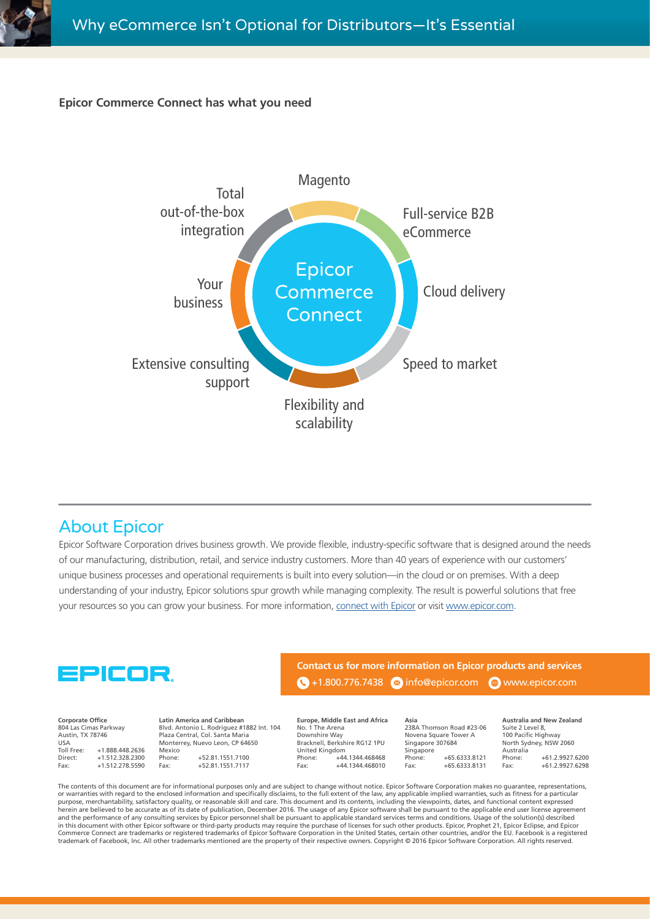**Epicor Commerce Connect has what you need**

Epicor Commerce Connect

Magento

Full-service B2B eCommerce

Cloud delivery

Speed to market

Flexibility and scalability

Extensive consulting support

Your business

Total out-of-the-box integration

## About Epicor

Epicor Software Corporation drives business growth. We provide flexible, industry-specific software that is designed around the needs of our manufacturing, distribution, retail, and service industry customers. More than 40 years of experience with our customers' unique business processes and operational requirements is built into every solution—in the cloud or on premises. With a deep understanding of your industry, Epicor solutions spur growth while managing complexity. The result is powerful solutions that free your resources so you can grow your business. For more information, connect with Epicor or visit www.epicor.com.

EPICOR

**Contact us for more information on Epicor products and services**

+1.800.776.7438 info@epicor.com www.epicor.com

**Corporate Office**
804 Las Cimas Parkway
Austin, TX 78746
USA
Toll Free: +1.888.448.2636
Direct: +1.512.328.2300
Fax: +1.512.278.5590

**Latin America and Caribbean**
Blvd. Antonio L. Rodriguez #1882 Int. 104
Plaza Central, Col. Santa Maria
Monterrey, Nuevo Leon, CP 64650
Mexico
Phone: +52.81.1551.7100
Fax: +52.81.1551.7117

**Europe, Middle East and Africa**
No. 1 The Arena
Downshire Way
Bracknell, Berkshire RG12 1PU
United Kingdom
Phone: +44.1344.468468
Fax: +44.1344.468010

**Asia**
238A Thomson Road #23-06
Novena Square Tower A
Singapore 307684
Singapore
Phone: +65.6333.8121
Fax: +65.6333.8131

**Australia and New Zealand**
Suite 2 Level 8,
100 Pacific Highway
North Sydney, NSW 2060
Australia
Phone: +61.2.9927.6200
Fax: +61.2.9927.6298

The contents of this document are for informational purposes only and are subject to change without notice. Epicor Software Corporation makes no guarantee, representations, or warranties with regard to the enclosed information and specifically disclaims, to the full extent of the law, any applicable implied warranties, such as fitness for a particular purpose, merchantability, satisfactory quality, or reasonable skill and care. This document and its contents, including the viewpoints, dates, and functional content expressed herein are believed to be accurate as of its date of publication, December 2016. The usage of any Epicor software shall be pursuant to the applicable end user license agreement and the performance of any consulting services by Epicor personnel shall be pursuant to applicable standard services terms and conditions. Usage of the solution(s) described in this document with other Epicor software or third-party products may require the purchase of licenses for such other products. Epicor, Prophet 21, Epicor Eclipse, and Epicor Commerce Connect are trademarks or registered trademarks of Epicor Software Corporation in the United States, certain other countries, and/or the EU. Facebook is a registered trademark of Facebook, Inc. All other trademarks mentioned are the property of their respective owners. Copyright © 2016 Epicor Software Corporation. All rights reserved.